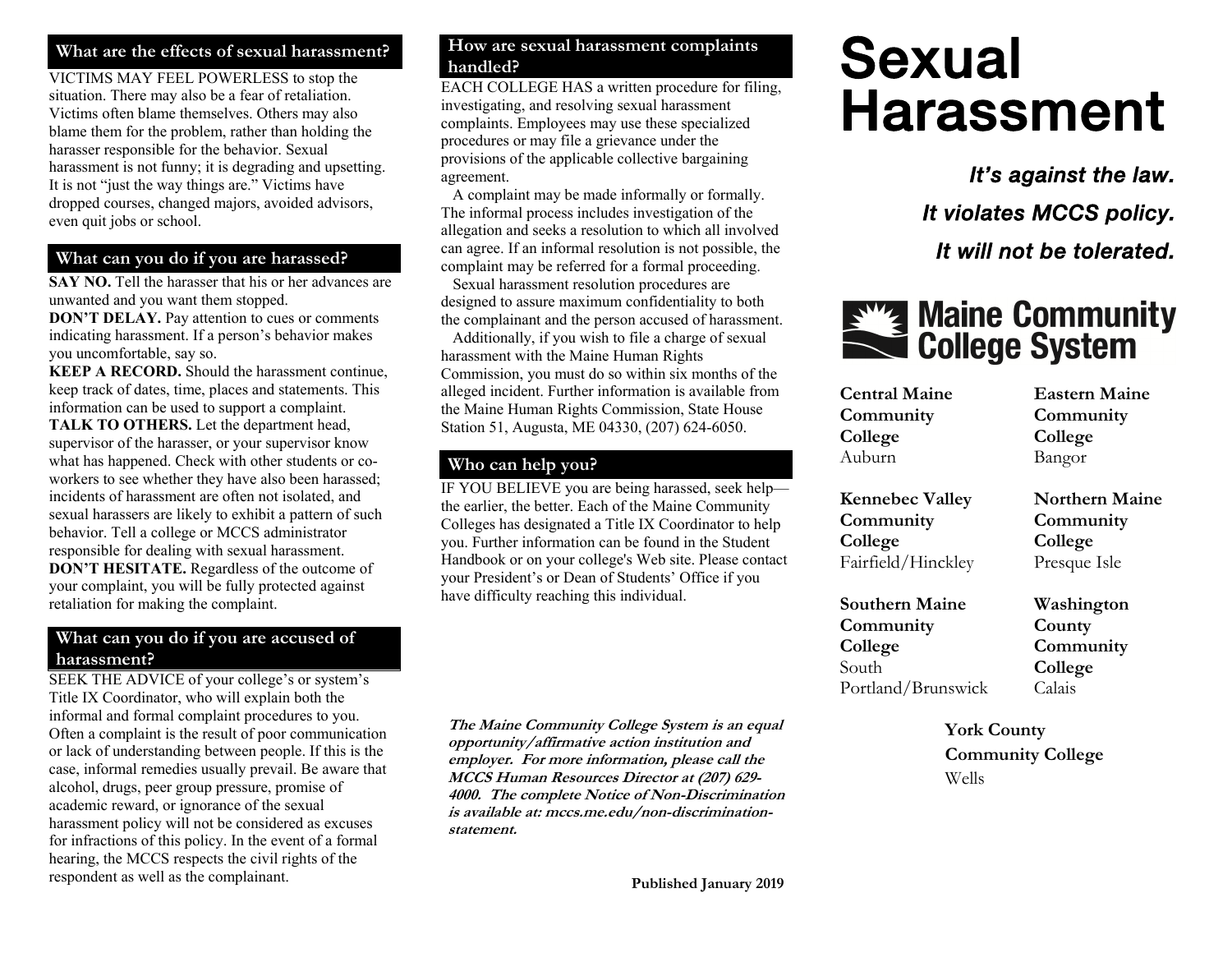## What are the effects of sexual harassment?

VICTIMS MAY FEEL POWERLESS to stop the situation. There may also be a fear of retaliation. Victims often blame themselves. Others may also blame them for the problem, rather than holding the harasser responsible for the behavior. Sexual harassment is not funny; it is degrading and upsetting. It is not "just the way things are." Victims have dropped courses, changed majors, avoided advisors, even quit jobs or school.

## What can you do if you are harassed?

**SAY NO.** Tell the harasser that his or her advances are unwanted and you want them stopped.

**DON'T DELAY.** Pay attention to cues or comments indicating harassment. If a person's behavior makes you uncomfortable, say so.

**KEEP A RECORD.** Should the harassment continue, keep track of dates, time, places and statements. This information can be used to support a complaint.

**TALK TO OTHERS.** Let the department head, supervisor of the harasser, or your supervisor know what has happened. Check with other students or co-workers to see whether they have also been harassed; incidents of harassment are often not isolated, and sexual harassers are likely to exhibit a pattern of such behavior. Tell a college or MCCS administrator responsible for dealing with sexual harassment.

**DON'T HESITATE.** Regardless of the outcome of your complaint, you will be fully protected against retaliation for making the complaint.

## What can you do if you are accused of harassment?

SEEK THE ADVICE of your college's or system's Title IX Coordinator, who will explain both the informal and formal complaint procedures to you. Often a complaint is the result of poor communication or lack of understanding between people. If this is the case, informal remedies usually prevail. Be aware that alcohol, drugs, peer group pressure, promise of academic reward, or ignorance of the sexual harassment policy will not be considered as excuses for infractions of this policy. In the event of a formal hearing, the MCCS respects the civil rights of the respondent as well as the complainant.

## How are sexual harassment complaints handled?

EACH COLLEGE HAS a written procedure for filing, investigating, and resolving sexual harassment complaints. Employees may use these specialized procedures or may file a grievance under the provisions of the applicable collective bargaining agreement.

A complaint may be made informally or formally. The informal process includes investigation of the allegation and seeks a resolution to which all involved can agree. If an informal resolution is not possible, the complaint may be referred for a formal proceeding.

Sexual harassment resolution procedures are designed to assure maximum confidentiality to both the complainant and the person accused of harassment.

Additionally, if you wish to file a charge of sexual harassment with the Maine Human Rights Commission, you must do so within six months of the alleged incident. Further information is available from the Maine Human Rights Commission, State House Station 51, Augusta, ME 04330, (207) 624-6050.

## Who can help you?

IF YOU BELIEVE you are being harassed, seek help—the earlier, the better. Each of the Maine Community Colleges has designated a Title IX Coordinator to help you. Further information can be found in the Student Handbook or on your college's Web site. Please contact your President's or Dean of Students' Office if you have difficulty reaching this individual.

***The Maine Community College System is an equal opportunity/affirmative action institution and employer. For more information, please call the MCCS Human Resources Director at (207) 629-4000. The complete Notice of Non-Discrimination is available at: mccs.me.edu/non-discrimination-statement.***

**Published January 2019**

# Sexual Harassment

***It's against the law.***

***It violates MCCS policy.***

***It will not be tolerated.***

**Maine Community College System**

**Central Maine Community College**
Auburn

**Eastern Maine Community College**
Bangor

**Kennebec Valley Community College**
Fairfield/Hinckley

**Northern Maine Community College**
Presque Isle

**Southern Maine Community College**
South Portland/Brunswick

**Washington County Community College**
Calais

**York County Community College**
Wells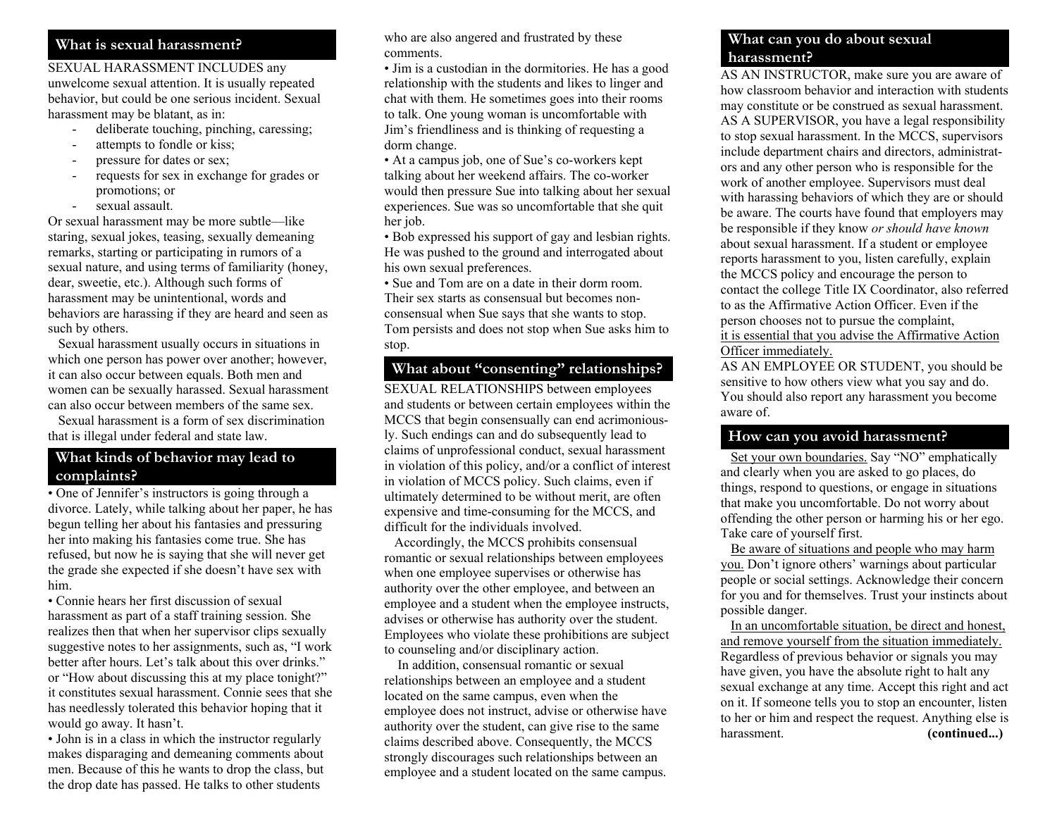## What is sexual harassment?

SEXUAL HARASSMENT INCLUDES any unwelcome sexual attention. It is usually repeated behavior, but could be one serious incident. Sexual harassment may be blatant, as in:

- deliberate touching, pinching, caressing;
- attempts to fondle or kiss;
- pressure for dates or sex;
- requests for sex in exchange for grades or promotions; or
- sexual assault.

Or sexual harassment may be more subtle—like staring, sexual jokes, teasing, sexually demeaning remarks, starting or participating in rumors of a sexual nature, and using terms of familiarity (honey, dear, sweetie, etc.). Although such forms of harassment may be unintentional, words and behaviors are harassing if they are heard and seen as such by others.

Sexual harassment usually occurs in situations in which one person has power over another; however, it can also occur between equals. Both men and women can be sexually harassed. Sexual harassment can also occur between members of the same sex.

Sexual harassment is a form of sex discrimination that is illegal under federal and state law.

## What kinds of behavior may lead to complaints?

- One of Jennifer's instructors is going through a divorce. Lately, while talking about her paper, he has begun telling her about his fantasies and pressuring her into making his fantasies come true. She has refused, but now he is saying that she will never get the grade she expected if she doesn't have sex with him.
- Connie hears her first discussion of sexual harassment as part of a staff training session. She realizes then that when her supervisor clips sexually suggestive notes to her assignments, such as, "I work better after hours. Let's talk about this over drinks." or "How about discussing this at my place tonight?" it constitutes sexual harassment. Connie sees that she has needlessly tolerated this behavior hoping that it would go away. It hasn't.
- John is in a class in which the instructor regularly makes disparaging and demeaning comments about men. Because of this he wants to drop the class, but the drop date has passed. He talks to other students who are also angered and frustrated by these comments.
- Jim is a custodian in the dormitories. He has a good relationship with the students and likes to linger and chat with them. He sometimes goes into their rooms to talk. One young woman is uncomfortable with Jim's friendliness and is thinking of requesting a dorm change.
- At a campus job, one of Sue's co-workers kept talking about her weekend affairs. The co-worker would then pressure Sue into talking about her sexual experiences. Sue was so uncomfortable that she quit her job.
- Bob expressed his support of gay and lesbian rights. He was pushed to the ground and interrogated about his own sexual preferences.
- Sue and Tom are on a date in their dorm room. Their sex starts as consensual but becomes non-consensual when Sue says that she wants to stop. Tom persists and does not stop when Sue asks him to stop.

## What about "consenting" relationships?

SEXUAL RELATIONSHIPS between employees and students or between certain employees within the MCCS that begin consensually can end acrimoniously. Such endings can and do subsequently lead to claims of unprofessional conduct, sexual harassment in violation of this policy, and/or a conflict of interest in violation of MCCS policy. Such claims, even if ultimately determined to be without merit, are often expensive and time-consuming for the MCCS, and difficult for the individuals involved.

Accordingly, the MCCS prohibits consensual romantic or sexual relationships between employees when one employee supervises or otherwise has authority over the other employee, and between an employee and a student when the employee instructs, advises or otherwise has authority over the student. Employees who violate these prohibitions are subject to counseling and/or disciplinary action.

In addition, consensual romantic or sexual relationships between an employee and a student located on the same campus, even when the employee does not instruct, advise or otherwise have authority over the student, can give rise to the same claims described above. Consequently, the MCCS strongly discourages such relationships between an employee and a student located on the same campus.

## What can you do about sexual harassment?

AS AN INSTRUCTOR, make sure you are aware of how classroom behavior and interaction with students may constitute or be construed as sexual harassment.

AS A SUPERVISOR, you have a legal responsibility to stop sexual harassment. In the MCCS, supervisors include department chairs and directors, administrators and any other person who is responsible for the work of another employee. Supervisors must deal with harassing behaviors of which they are or should be aware. The courts have found that employers may be responsible if they know *or should have known* about sexual harassment. If a student or employee reports harassment to you, listen carefully, explain the MCCS policy and encourage the person to contact the college Title IX Coordinator, also referred to as the Affirmative Action Officer. Even if the person chooses not to pursue the complaint, <u>it is essential that you advise the Affirmative Action Officer immediately.</u>

AS AN EMPLOYEE OR STUDENT, you should be sensitive to how others view what you say and do. You should also report any harassment you become aware of.

## How can you avoid harassment?

<u>Set your own boundaries.</u> Say "NO" emphatically and clearly when you are asked to go places, do things, respond to questions, or engage in situations that make you uncomfortable. Do not worry about offending the other person or harming his or her ego. Take care of yourself first.

<u>Be aware of situations and people who may harm you.</u> Don't ignore others' warnings about particular people or social settings. Acknowledge their concern for you and for themselves. Trust your instincts about possible danger.

<u>In an uncomfortable situation, be direct and honest, and remove yourself from the situation immediately.</u> Regardless of previous behavior or signals you may have given, you have the absolute right to halt any sexual exchange at any time. Accept this right and act on it. If someone tells you to stop an encounter, listen to her or him and respect the request. Anything else is harassment. **(continued...)**